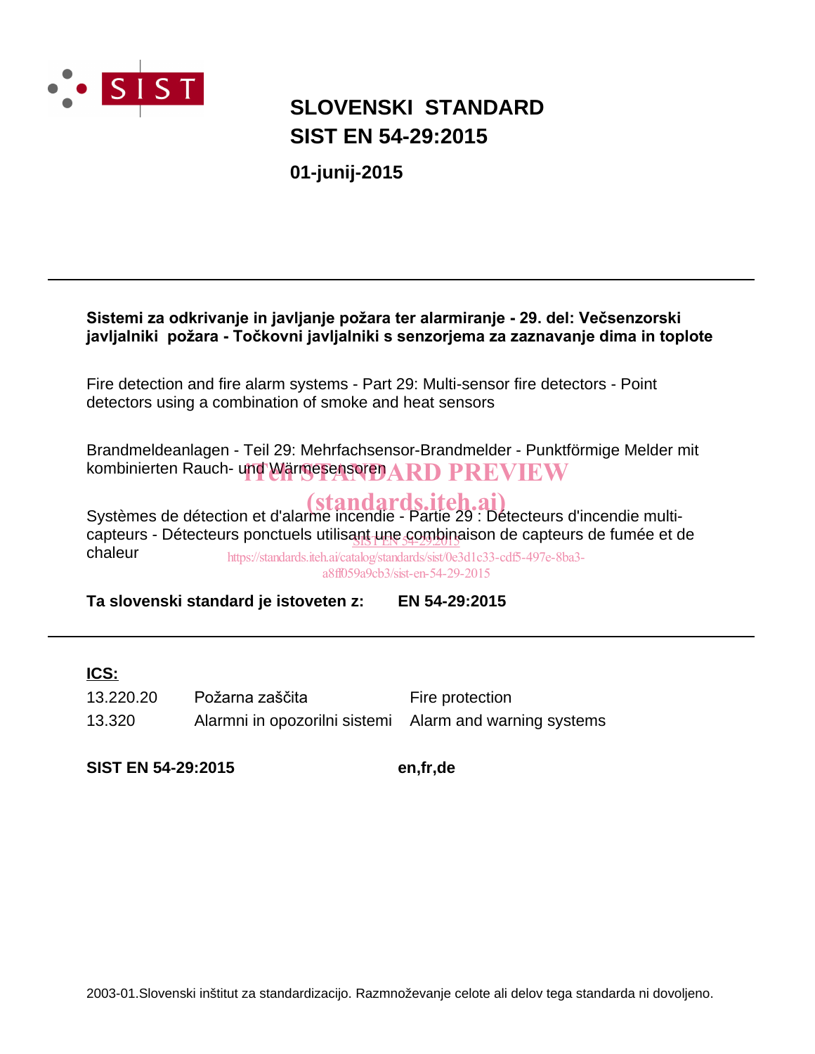SIST

# SLOVENSKI STANDARD
# SIST EN 54-29:2015

**01-junij-2015**

---

**Sistemi za odkrivanje in javljanje požara ter alarmiranje - 29. del: Večsenzorski javljalniki požara - Točkovni javljalniki s senzorjema za zaznavanje dima in toplote**

Fire detection and fire alarm systems - Part 29: Multi-sensor fire detectors - Point detectors using a combination of smoke and heat sensors

Brandmeldeanlagen - Teil 29: Mehrfachsensor-Brandmelder - Punktförmige Melder mit kombinierten Rauch- und Wärmesensoren

iTeh STANDARD PREVIEW
(standards.iteh.ai)

Systèmes de détection et d'alarme incendie - Partie 29 : Détecteurs d'incendie multi-capteurs - Détecteurs ponctuels utilisant une combinaison de capteurs de fumée et de chaleur

SIST EN 54-29:2015
https://standards.iteh.ai/catalog/standards/sist/0e3d1c33-cdf5-497e-8ba3-a8ff059a9cb3/sist-en-54-29-2015

**Ta slovenski standard je istoveten z:** **EN 54-29:2015**

---

**ICS:**

| | | |
|---|---|---|
| 13.220.20 | Požarna zaščita | Fire protection |
| 13.320 | Alarmni in opozorilni sistemi | Alarm and warning systems |

**SIST EN 54-29:2015** **en,fr,de**

2003-01.Slovenski inštitut za standardizacijo. Razmnoževanje celote ali delov tega standarda ni dovoljeno.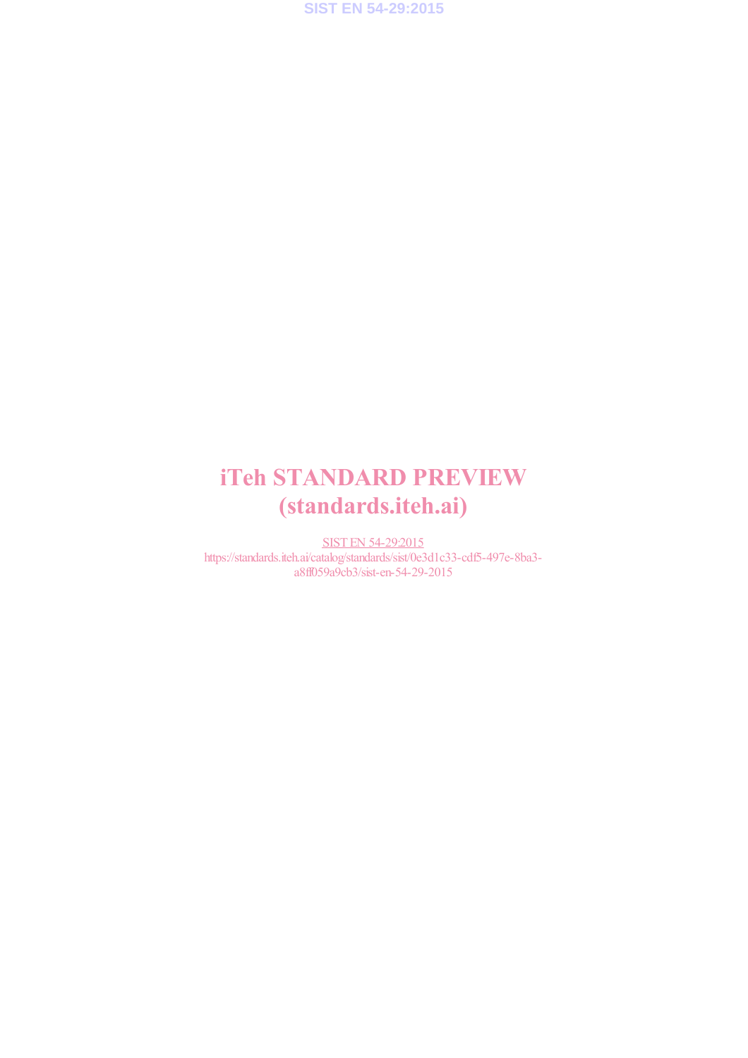# iTeh STANDARD PREVIEW
# (standards.iteh.ai)

SIST EN 54-29:2015
https://standards.iteh.ai/catalog/standards/sist/0e3d1c33-cdf5-497e-8ba3-a8ff059a9cb3/sist-en-54-29-2015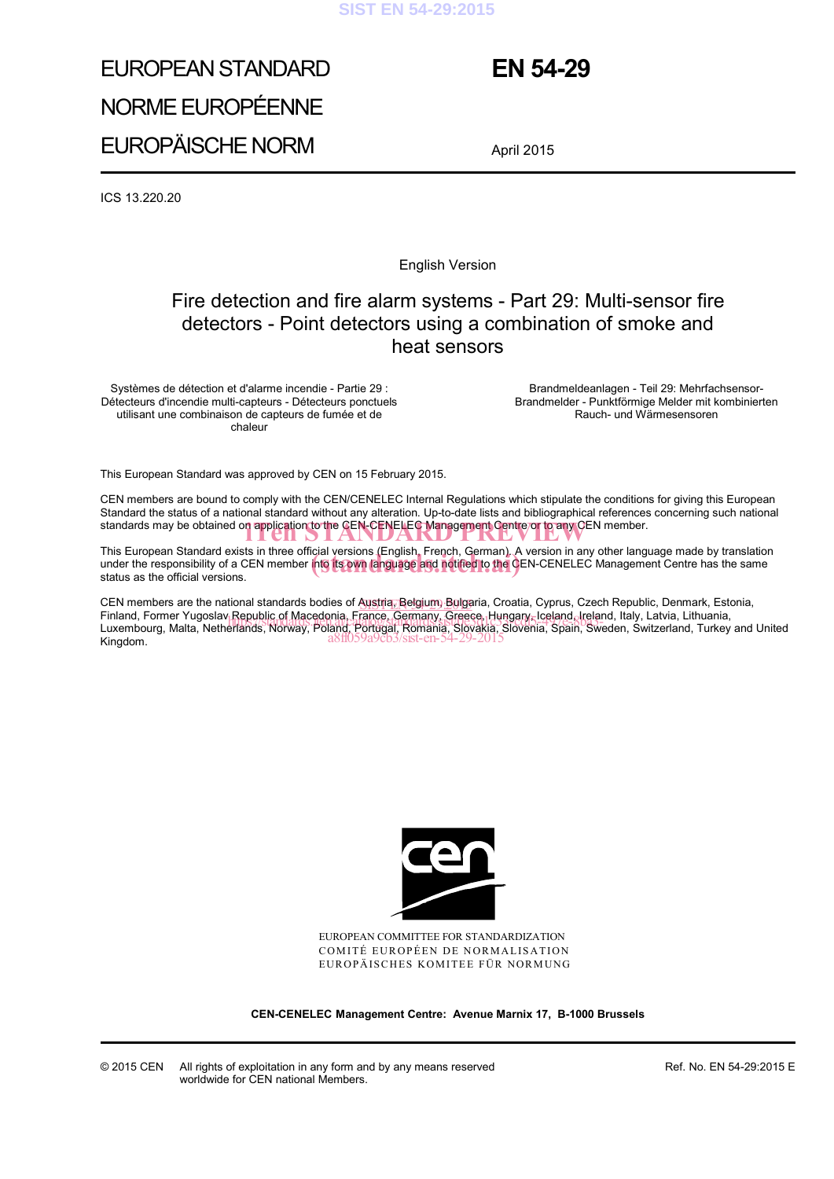# EUROPEAN STANDARD
# NORME EUROPÉENNE
# EUROPÄISCHE NORM

# EN 54-29

April 2015

ICS 13.220.20

English Version

## Fire detection and fire alarm systems - Part 29: Multi-sensor fire detectors - Point detectors using a combination of smoke and heat sensors

Systèmes de détection et d'alarme incendie - Partie 29 : Détecteurs d'incendie multi-capteurs - Détecteurs ponctuels utilisant une combinaison de capteurs de fumée et de chaleur

Brandmeldeanlagen - Teil 29: Mehrfachsensor-Brandmelder - Punktförmige Melder mit kombinierten Rauch- und Wärmesensoren

This European Standard was approved by CEN on 15 February 2015.

CEN members are bound to comply with the CEN/CENELEC Internal Regulations which stipulate the conditions for giving this European Standard the status of a national standard without any alteration. Up-to-date lists and bibliographical references concerning such national standards may be obtained on application to the CEN-CENELEC Management Centre or to any CEN member.

This European Standard exists in three official versions (English, French, German). A version in any other language made by translation under the responsibility of a CEN member into its own language and notified to the CEN-CENELEC Management Centre has the same status as the official versions.

CEN members are the national standards bodies of Austria, Belgium, Bulgaria, Croatia, Cyprus, Czech Republic, Denmark, Estonia, Finland, Former Yugoslav Republic of Macedonia, France, Germany, Greece, Hungary, Iceland, Ireland, Italy, Latvia, Lithuania, Luxembourg, Malta, Netherlands, Norway, Poland, Portugal, Romania, Slovakia, Slovenia, Spain, Sweden, Switzerland, Turkey and United Kingdom.

EUROPEAN COMMITTEE FOR STANDARDIZATION
COMITÉ EUROPÉEN DE NORMALISATION
EUROPÄISCHES KOMITEE FÜR NORMUNG

**CEN-CENELEC Management Centre: Avenue Marnix 17, B-1000 Brussels**

© 2015 CEN All rights of exploitation in any form and by any means reserved worldwide for CEN national Members.

Ref. No. EN 54-29:2015 E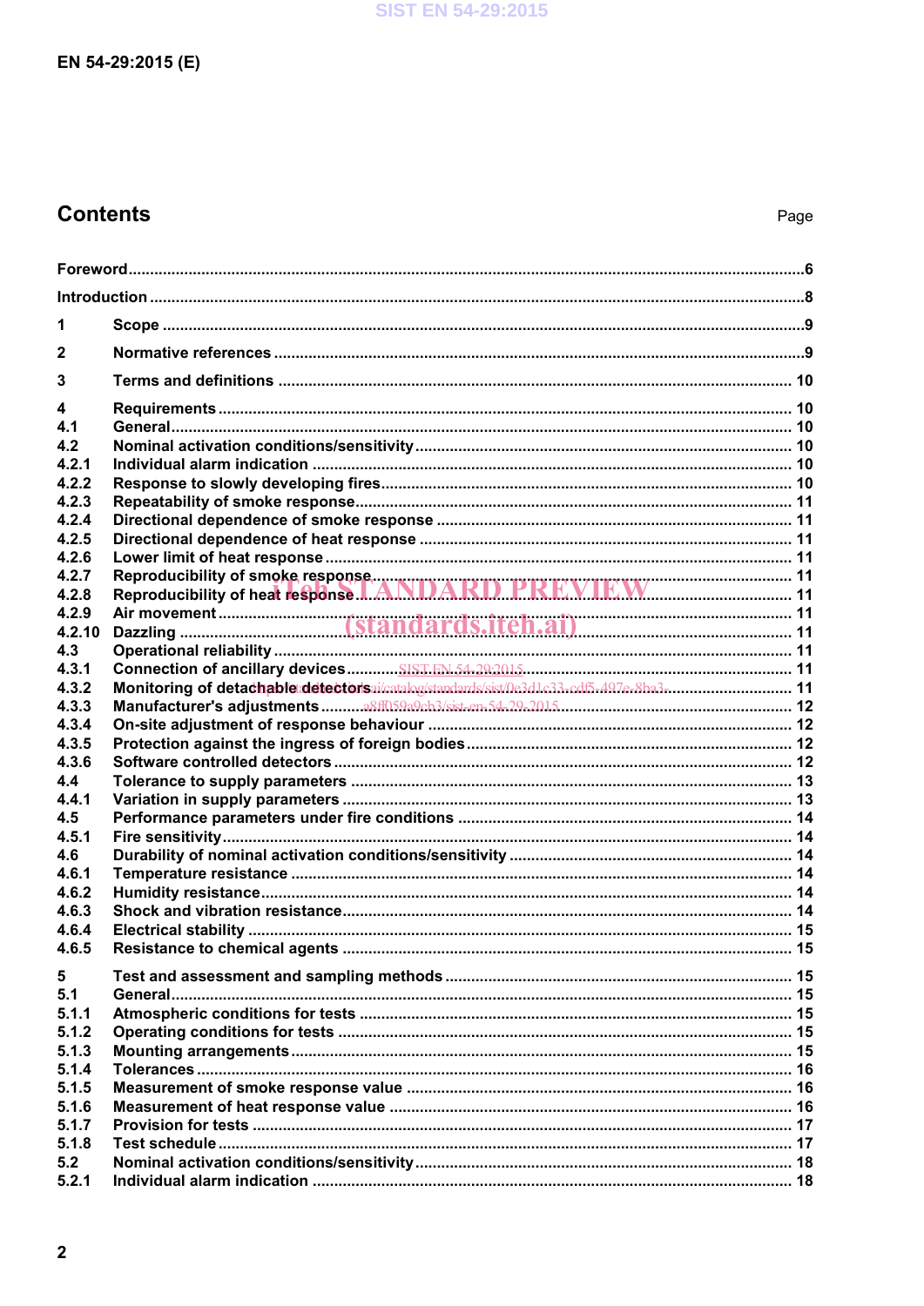# Contents

Page

Foreword ...6

Introduction ...8

1 Scope ...9

2 Normative references ...9

3 Terms and definitions ... 10

4 Requirements ... 10
4.1 General ... 10
4.2 Nominal activation conditions/sensitivity ... 10
4.2.1 Individual alarm indication ... 10
4.2.2 Response to slowly developing fires ... 10
4.2.3 Repeatability of smoke response ... 11
4.2.4 Directional dependence of smoke response ... 11
4.2.5 Directional dependence of heat response ... 11
4.2.6 Lower limit of heat response ... 11
4.2.7 Reproducibility of smoke response ... 11
4.2.8 Reproducibility of heat response ... 11
4.2.9 Air movement ... 11
4.2.10 Dazzling ... 11
4.3 Operational reliability ... 11
4.3.1 Connection of ancillary devices ... 11
4.3.2 Monitoring of detachable detectors ... 11
4.3.3 Manufacturer's adjustments ... 12
4.3.4 On-site adjustment of response behaviour ... 12
4.3.5 Protection against the ingress of foreign bodies ... 12
4.3.6 Software controlled detectors ... 12
4.4 Tolerance to supply parameters ... 13
4.4.1 Variation in supply parameters ... 13
4.5 Performance parameters under fire conditions ... 14
4.5.1 Fire sensitivity ... 14
4.6 Durability of nominal activation conditions/sensitivity ... 14
4.6.1 Temperature resistance ... 14
4.6.2 Humidity resistance ... 14
4.6.3 Shock and vibration resistance ... 14
4.6.4 Electrical stability ... 15
4.6.5 Resistance to chemical agents ... 15

5 Test and assessment and sampling methods ... 15
5.1 General ... 15
5.1.1 Atmospheric conditions for tests ... 15
5.1.2 Operating conditions for tests ... 15
5.1.3 Mounting arrangements ... 15
5.1.4 Tolerances ... 16
5.1.5 Measurement of smoke response value ... 16
5.1.6 Measurement of heat response value ... 16
5.1.7 Provision for tests ... 17
5.1.8 Test schedule ... 17
5.2 Nominal activation conditions/sensitivity ... 18
5.2.1 Individual alarm indication ... 18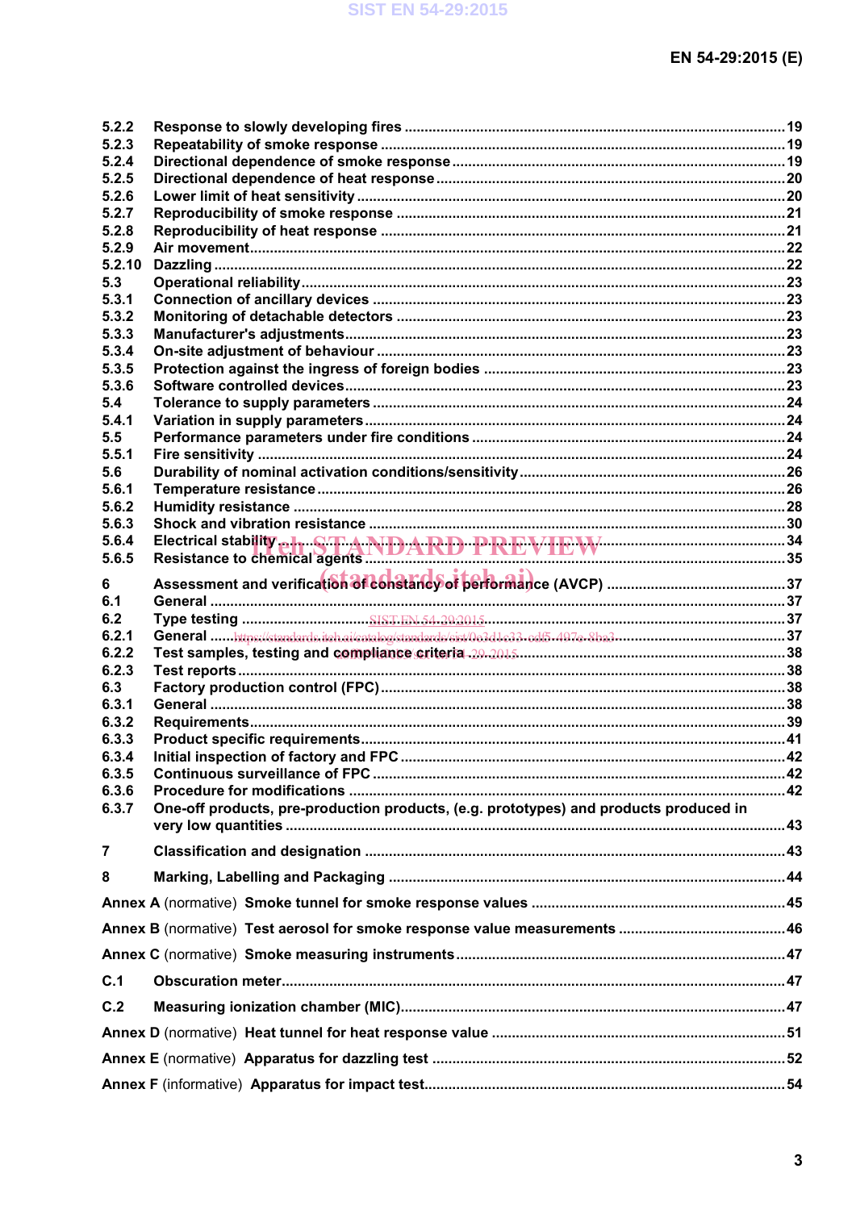5.2.2 Response to slowly developing fires ..... 19
5.2.3 Repeatability of smoke response ..... 19
5.2.4 Directional dependence of smoke response ..... 19
5.2.5 Directional dependence of heat response ..... 20
5.2.6 Lower limit of heat sensitivity ..... 20
5.2.7 Reproducibility of smoke response ..... 21
5.2.8 Reproducibility of heat response ..... 21
5.2.9 Air movement ..... 22
5.2.10 Dazzling ..... 22
5.3 Operational reliability ..... 23
5.3.1 Connection of ancillary devices ..... 23
5.3.2 Monitoring of detachable detectors ..... 23
5.3.3 Manufacturer's adjustments ..... 23
5.3.4 On-site adjustment of behaviour ..... 23
5.3.5 Protection against the ingress of foreign bodies ..... 23
5.3.6 Software controlled devices ..... 23
5.4 Tolerance to supply parameters ..... 24
5.4.1 Variation in supply parameters ..... 24
5.5 Performance parameters under fire conditions ..... 24
5.5.1 Fire sensitivity ..... 24
5.6 Durability of nominal activation conditions/sensitivity ..... 26
5.6.1 Temperature resistance ..... 26
5.6.2 Humidity resistance ..... 28
5.6.3 Shock and vibration resistance ..... 30
5.6.4 Electrical stability ..... 34
5.6.5 Resistance to chemical agents ..... 35

6 Assessment and verification of constancy of performance (AVCP) ..... 37
6.1 General ..... 37
6.2 Type testing ..... 37
6.2.1 General ..... 37
6.2.2 Test samples, testing and compliance criteria ..... 38
6.2.3 Test reports ..... 38
6.3 Factory production control (FPC) ..... 38
6.3.1 General ..... 38
6.3.2 Requirements ..... 39
6.3.3 Product specific requirements ..... 41
6.3.4 Initial inspection of factory and FPC ..... 42
6.3.5 Continuous surveillance of FPC ..... 42
6.3.6 Procedure for modifications ..... 42
6.3.7 One-off products, pre-production products, (e.g. prototypes) and products produced in very low quantities ..... 43

7 Classification and designation ..... 43

8 Marking, Labelling and Packaging ..... 44

Annex A (normative) Smoke tunnel for smoke response values ..... 45

Annex B (normative) Test aerosol for smoke response value measurements ..... 46

Annex C (normative) Smoke measuring instruments ..... 47

C.1 Obscuration meter ..... 47

C.2 Measuring ionization chamber (MIC) ..... 47

Annex D (normative) Heat tunnel for heat response value ..... 51

Annex E (normative) Apparatus for dazzling test ..... 52

Annex F (informative) Apparatus for impact test ..... 54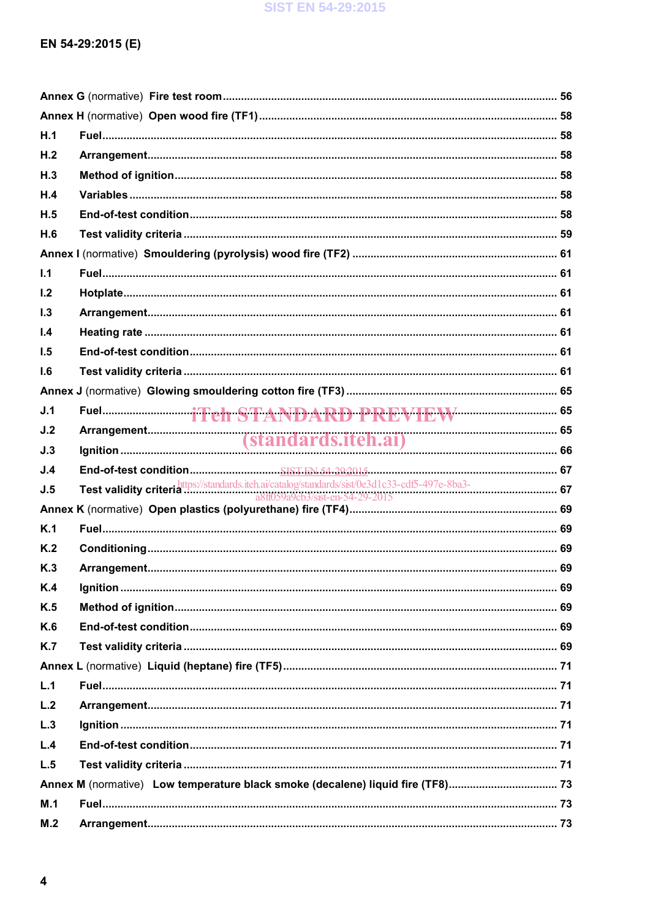Annex G (normative) Fire test room ........................................................................................................ 56

Annex H (normative) Open wood fire (TF1) ............................................................................................ 58

H.1 Fuel ........................................................................................................................................................ 58

H.2 Arrangement ......................................................................................................................................... 58

H.3 Method of ignition ................................................................................................................................. 58

H.4 Variables ............................................................................................................................................... 58

H.5 End-of-test condition ............................................................................................................................ 58

H.6 Test validity criteria .............................................................................................................................. 59

Annex I (normative) Smouldering (pyrolysis) wood fire (TF2) ............................................................ 61

I.1 Fuel ........................................................................................................................................................ 61

I.2 Hotplate ................................................................................................................................................. 61

I.3 Arrangement ......................................................................................................................................... 61

I.4 Heating rate ........................................................................................................................................... 61

I.5 End-of-test condition ............................................................................................................................ 61

I.6 Test validity criteria .............................................................................................................................. 61

Annex J (normative) Glowing smouldering cotton fire (TF3) ............................................................... 65

J.1 Fuel ........................................................................................................................................................ 65

J.2 Arrangement ......................................................................................................................................... 65

J.3 Ignition .................................................................................................................................................. 66

J.4 End-of-test condition ............................................................................................................................ 67

J.5 Test validity criteria .............................................................................................................................. 67

Annex K (normative) Open plastics (polyurethane) fire (TF4) ............................................................. 69

K.1 Fuel ........................................................................................................................................................ 69

K.2 Conditioning .......................................................................................................................................... 69

K.3 Arrangement ......................................................................................................................................... 69

K.4 Ignition .................................................................................................................................................. 69

K.5 Method of ignition ................................................................................................................................. 69

K.6 End-of-test condition ............................................................................................................................ 69

K.7 Test validity criteria .............................................................................................................................. 69

Annex L (normative) Liquid (heptane) fire (TF5) .................................................................................. 71

L.1 Fuel ........................................................................................................................................................ 71

L.2 Arrangement ......................................................................................................................................... 71

L.3 Ignition .................................................................................................................................................. 71

L.4 End-of-test condition ............................................................................................................................ 71

L.5 Test validity criteria .............................................................................................................................. 71

Annex M (normative) Low temperature black smoke (decalene) liquid fire (TF8) ............................. 73

M.1 Fuel ........................................................................................................................................................ 73

M.2 Arrangement ......................................................................................................................................... 73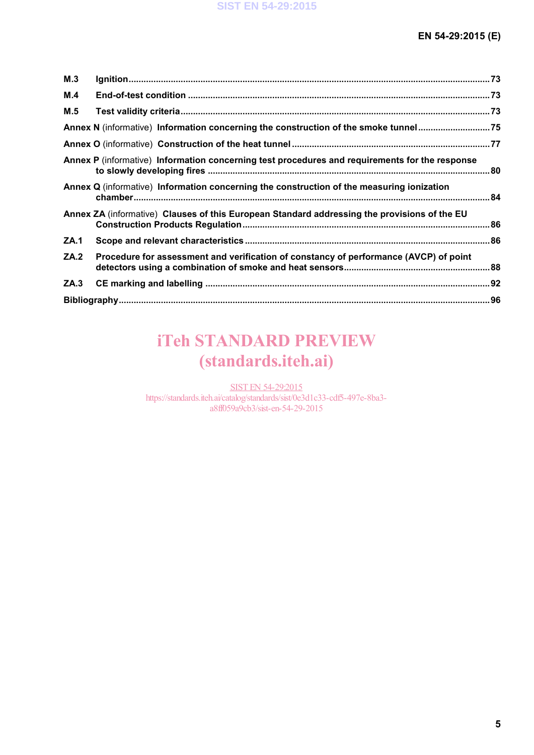**M.3** **Ignition** .......... 73

**M.4** **End-of-test condition** .......... 73

**M.5** **Test validity criteria** .......... 73

**Annex N** (informative) **Information concerning the construction of the smoke tunnel** .......... 75

**Annex O** (informative) **Construction of the heat tunnel** .......... 77

**Annex P** (informative) **Information concerning test procedures and requirements for the response to slowly developing fires** .......... 80

**Annex Q** (informative) **Information concerning the construction of the measuring ionization chamber** .......... 84

**Annex ZA** (informative) **Clauses of this European Standard addressing the provisions of the EU Construction Products Regulation** .......... 86

**ZA.1** **Scope and relevant characteristics** .......... 86

**ZA.2** **Procedure for assessment and verification of constancy of performance (AVCP) of point detectors using a combination of smoke and heat sensors** .......... 88

**ZA.3** **CE marking and labelling** .......... 92

**Bibliography** .......... 96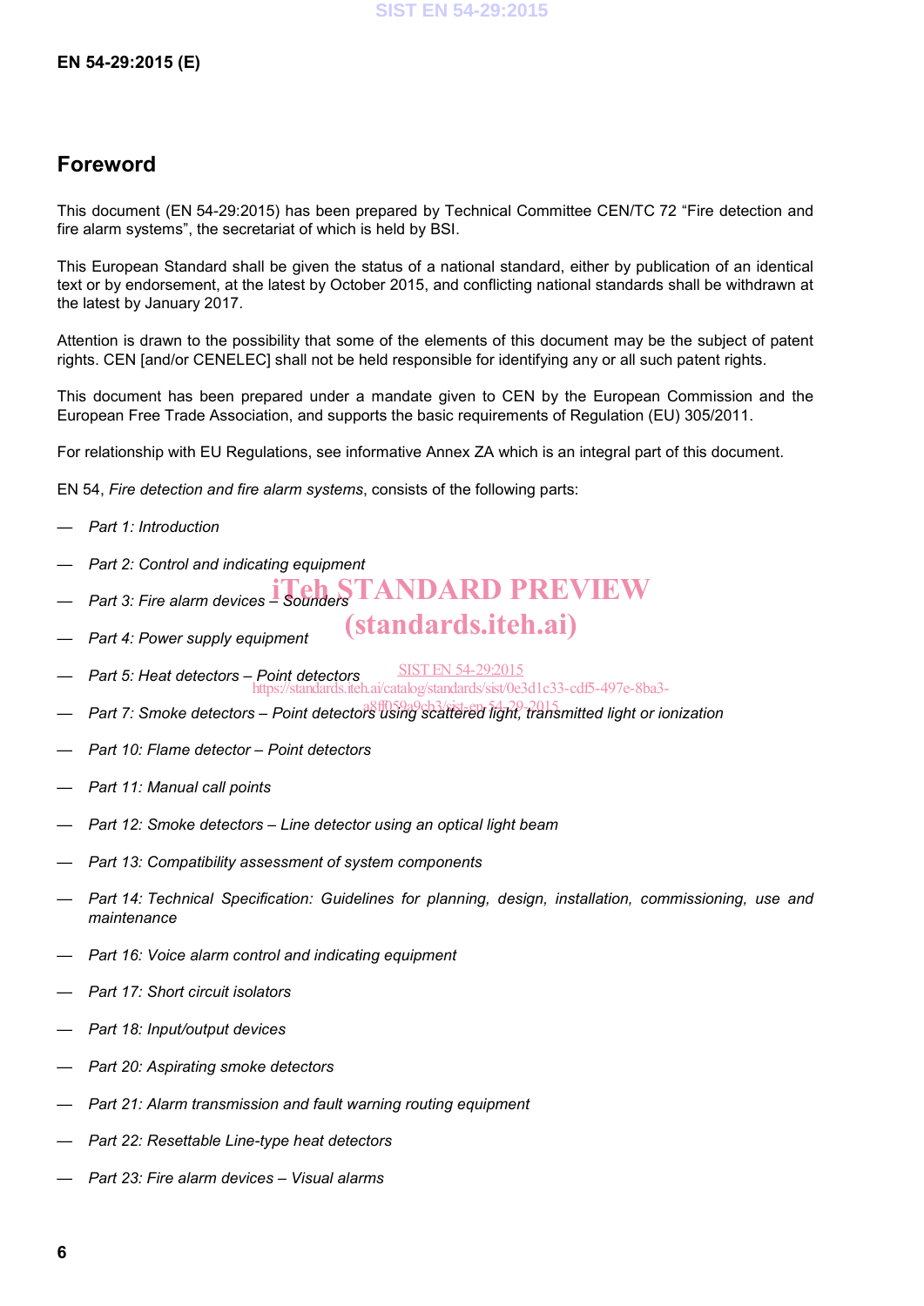## Foreword

This document (EN 54-29:2015) has been prepared by Technical Committee CEN/TC 72 "Fire detection and fire alarm systems", the secretariat of which is held by BSI.

This European Standard shall be given the status of a national standard, either by publication of an identical text or by endorsement, at the latest by October 2015, and conflicting national standards shall be withdrawn at the latest by January 2017.

Attention is drawn to the possibility that some of the elements of this document may be the subject of patent rights. CEN [and/or CENELEC] shall not be held responsible for identifying any or all such patent rights.

This document has been prepared under a mandate given to CEN by the European Commission and the European Free Trade Association, and supports the basic requirements of Regulation (EU) 305/2011.

For relationship with EU Regulations, see informative Annex ZA which is an integral part of this document.

EN 54, *Fire detection and fire alarm systems*, consists of the following parts:

— *Part 1: Introduction*

— *Part 2: Control and indicating equipment*

— *Part 3: Fire alarm devices – Sounders*

— *Part 4: Power supply equipment*

— *Part 5: Heat detectors – Point detectors*

— *Part 7: Smoke detectors – Point detectors using scattered light, transmitted light or ionization*

— *Part 10: Flame detector – Point detectors*

— *Part 11: Manual call points*

— *Part 12: Smoke detectors – Line detector using an optical light beam*

— *Part 13: Compatibility assessment of system components*

— *Part 14: Technical Specification: Guidelines for planning, design, installation, commissioning, use and maintenance*

— *Part 16: Voice alarm control and indicating equipment*

— *Part 17: Short circuit isolators*

— *Part 18: Input/output devices*

— *Part 20: Aspirating smoke detectors*

— *Part 21: Alarm transmission and fault warning routing equipment*

— *Part 22: Resettable Line-type heat detectors*

— *Part 23: Fire alarm devices – Visual alarms*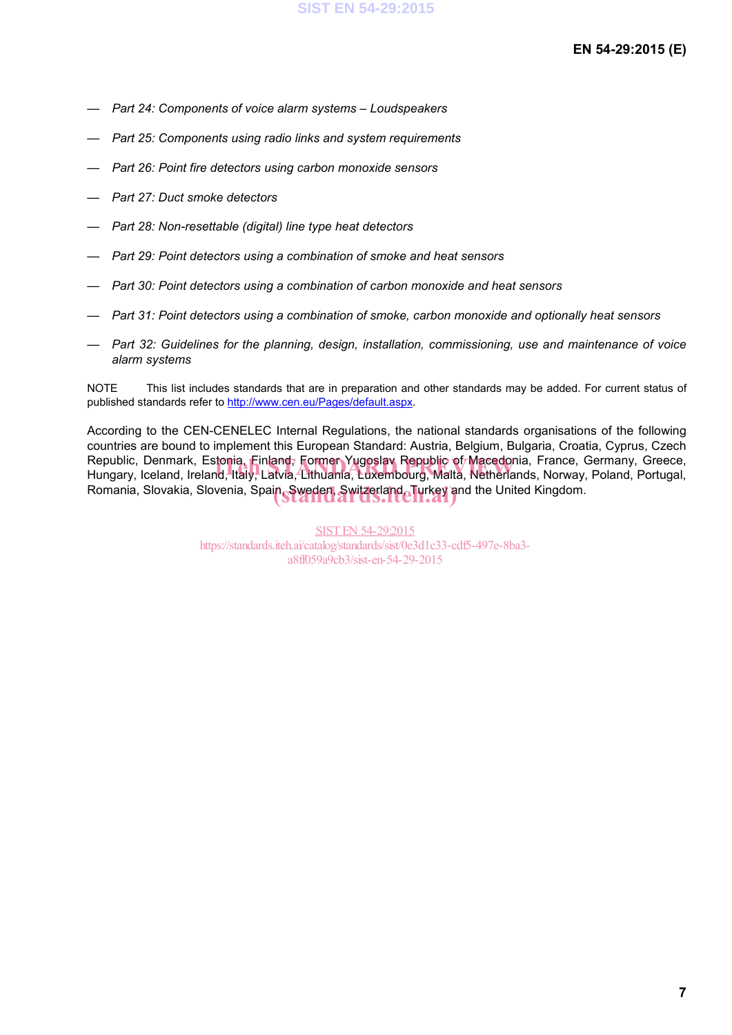- *Part 24: Components of voice alarm systems – Loudspeakers*
- *Part 25: Components using radio links and system requirements*
- *Part 26: Point fire detectors using carbon monoxide sensors*
- *Part 27: Duct smoke detectors*
- *Part 28: Non-resettable (digital) line type heat detectors*
- *Part 29: Point detectors using a combination of smoke and heat sensors*
- *Part 30: Point detectors using a combination of carbon monoxide and heat sensors*
- *Part 31: Point detectors using a combination of smoke, carbon monoxide and optionally heat sensors*
- *Part 32: Guidelines for the planning, design, installation, commissioning, use and maintenance of voice alarm systems*

NOTE This list includes standards that are in preparation and other standards may be added. For current status of published standards refer to http://www.cen.eu/Pages/default.aspx.

According to the CEN-CENELEC Internal Regulations, the national standards organisations of the following countries are bound to implement this European Standard: Austria, Belgium, Bulgaria, Croatia, Cyprus, Czech Republic, Denmark, Estonia, Finland, Former Yugoslav Republic of Macedonia, France, Germany, Greece, Hungary, Iceland, Ireland, Italy, Latvia, Lithuania, Luxembourg, Malta, Netherlands, Norway, Poland, Portugal, Romania, Slovakia, Slovenia, Spain, Sweden, Switzerland, Turkey and the United Kingdom.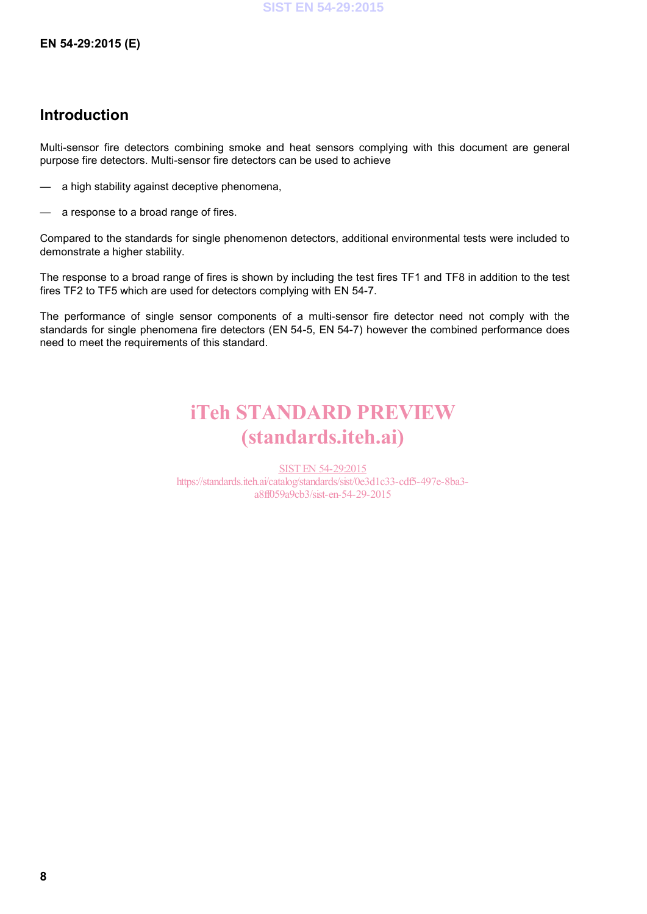# Introduction

Multi-sensor fire detectors combining smoke and heat sensors complying with this document are general purpose fire detectors. Multi-sensor fire detectors can be used to achieve

— a high stability against deceptive phenomena,

— a response to a broad range of fires.

Compared to the standards for single phenomenon detectors, additional environmental tests were included to demonstrate a higher stability.

The response to a broad range of fires is shown by including the test fires TF1 and TF8 in addition to the test fires TF2 to TF5 which are used for detectors complying with EN 54-7.

The performance of single sensor components of a multi-sensor fire detector need not comply with the standards for single phenomena fire detectors (EN 54-5, EN 54-7) however the combined performance does need to meet the requirements of this standard.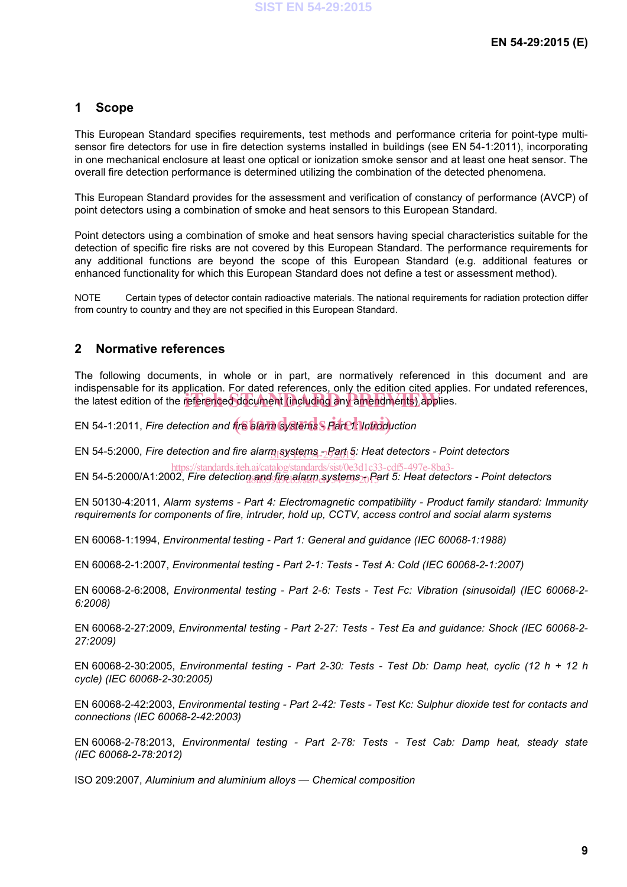## 1 Scope

This European Standard specifies requirements, test methods and performance criteria for point-type multi-sensor fire detectors for use in fire detection systems installed in buildings (see EN 54-1:2011), incorporating in one mechanical enclosure at least one optical or ionization smoke sensor and at least one heat sensor. The overall fire detection performance is determined utilizing the combination of the detected phenomena.

This European Standard provides for the assessment and verification of constancy of performance (AVCP) of point detectors using a combination of smoke and heat sensors to this European Standard.

Point detectors using a combination of smoke and heat sensors having special characteristics suitable for the detection of specific fire risks are not covered by this European Standard. The performance requirements for any additional functions are beyond the scope of this European Standard (e.g. additional features or enhanced functionality for which this European Standard does not define a test or assessment method).

NOTE Certain types of detector contain radioactive materials. The national requirements for radiation protection differ from country to country and they are not specified in this European Standard.

## 2 Normative references

The following documents, in whole or in part, are normatively referenced in this document and are indispensable for its application. For dated references, only the edition cited applies. For undated references, the latest edition of the referenced document (including any amendments) applies.

EN 54-1:2011, *Fire detection and fire alarm systems - Part 1: Introduction*

EN 54-5:2000, *Fire detection and fire alarm systems - Part 5: Heat detectors - Point detectors*

EN 54-5:2000/A1:2002, *Fire detection and fire alarm systems - Part 5: Heat detectors - Point detectors*

EN 50130-4:2011, *Alarm systems - Part 4: Electromagnetic compatibility - Product family standard: Immunity requirements for components of fire, intruder, hold up, CCTV, access control and social alarm systems*

EN 60068-1:1994, *Environmental testing - Part 1: General and guidance (IEC 60068-1:1988)*

EN 60068-2-1:2007, *Environmental testing - Part 2-1: Tests - Test A: Cold (IEC 60068-2-1:2007)*

EN 60068-2-6:2008, *Environmental testing - Part 2-6: Tests - Test Fc: Vibration (sinusoidal) (IEC 60068-2-6:2008)*

EN 60068-2-27:2009, *Environmental testing - Part 2-27: Tests - Test Ea and guidance: Shock (IEC 60068-2-27:2009)*

EN 60068-2-30:2005, *Environmental testing - Part 2-30: Tests - Test Db: Damp heat, cyclic (12 h + 12 h cycle) (IEC 60068-2-30:2005)*

EN 60068-2-42:2003, *Environmental testing - Part 2-42: Tests - Test Kc: Sulphur dioxide test for contacts and connections (IEC 60068-2-42:2003)*

EN 60068-2-78:2013, *Environmental testing - Part 2-78: Tests - Test Cab: Damp heat, steady state (IEC 60068-2-78:2012)*

ISO 209:2007, *Aluminium and aluminium alloys — Chemical composition*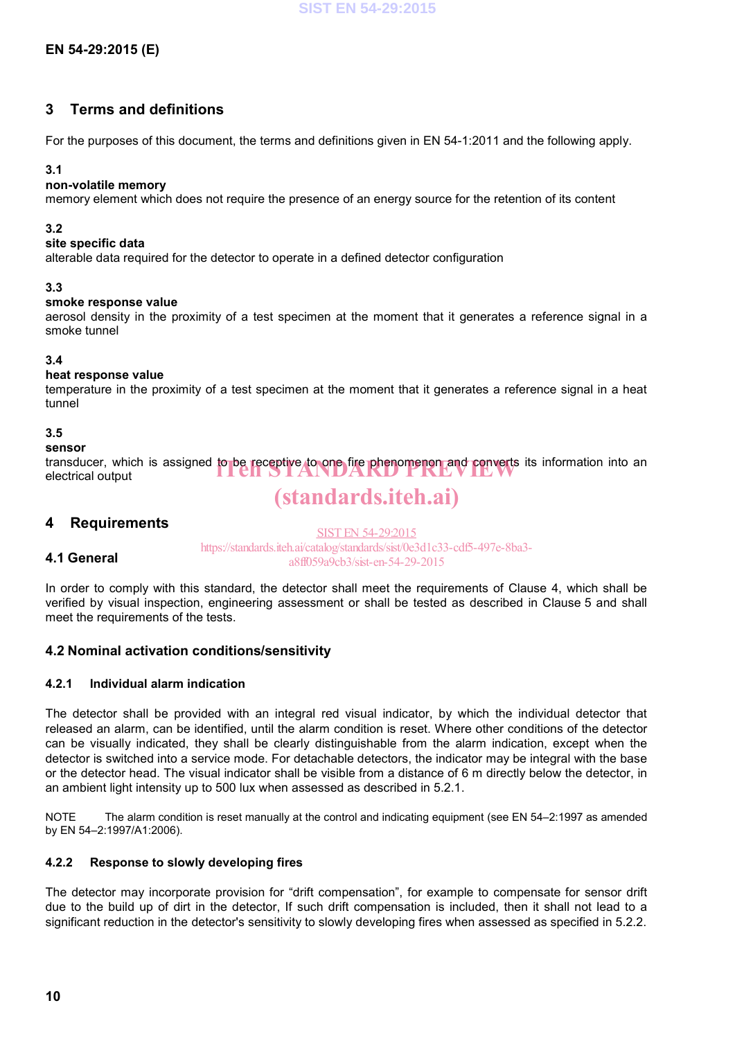# 3 Terms and definitions

For the purposes of this document, the terms and definitions given in EN 54-1:2011 and the following apply.

**3.1**
**non-volatile memory**
memory element which does not require the presence of an energy source for the retention of its content

**3.2**
**site specific data**
alterable data required for the detector to operate in a defined detector configuration

**3.3**
**smoke response value**
aerosol density in the proximity of a test specimen at the moment that it generates a reference signal in a smoke tunnel

**3.4**
**heat response value**
temperature in the proximity of a test specimen at the moment that it generates a reference signal in a heat tunnel

**3.5**
**sensor**
transducer, which is assigned to be receptive to one fire phenomenon and converts its information into an electrical output

# 4 Requirements

## 4.1 General

In order to comply with this standard, the detector shall meet the requirements of Clause 4, which shall be verified by visual inspection, engineering assessment or shall be tested as described in Clause 5 and shall meet the requirements of the tests.

## 4.2 Nominal activation conditions/sensitivity

### 4.2.1 Individual alarm indication

The detector shall be provided with an integral red visual indicator, by which the individual detector that released an alarm, can be identified, until the alarm condition is reset. Where other conditions of the detector can be visually indicated, they shall be clearly distinguishable from the alarm indication, except when the detector is switched into a service mode. For detachable detectors, the indicator may be integral with the base or the detector head. The visual indicator shall be visible from a distance of 6 m directly below the detector, in an ambient light intensity up to 500 lux when assessed as described in 5.2.1.

NOTE The alarm condition is reset manually at the control and indicating equipment (see EN 54–2:1997 as amended by EN 54–2:1997/A1:2006).

### 4.2.2 Response to slowly developing fires

The detector may incorporate provision for "drift compensation", for example to compensate for sensor drift due to the build up of dirt in the detector, If such drift compensation is included, then it shall not lead to a significant reduction in the detector's sensitivity to slowly developing fires when assessed as specified in 5.2.2.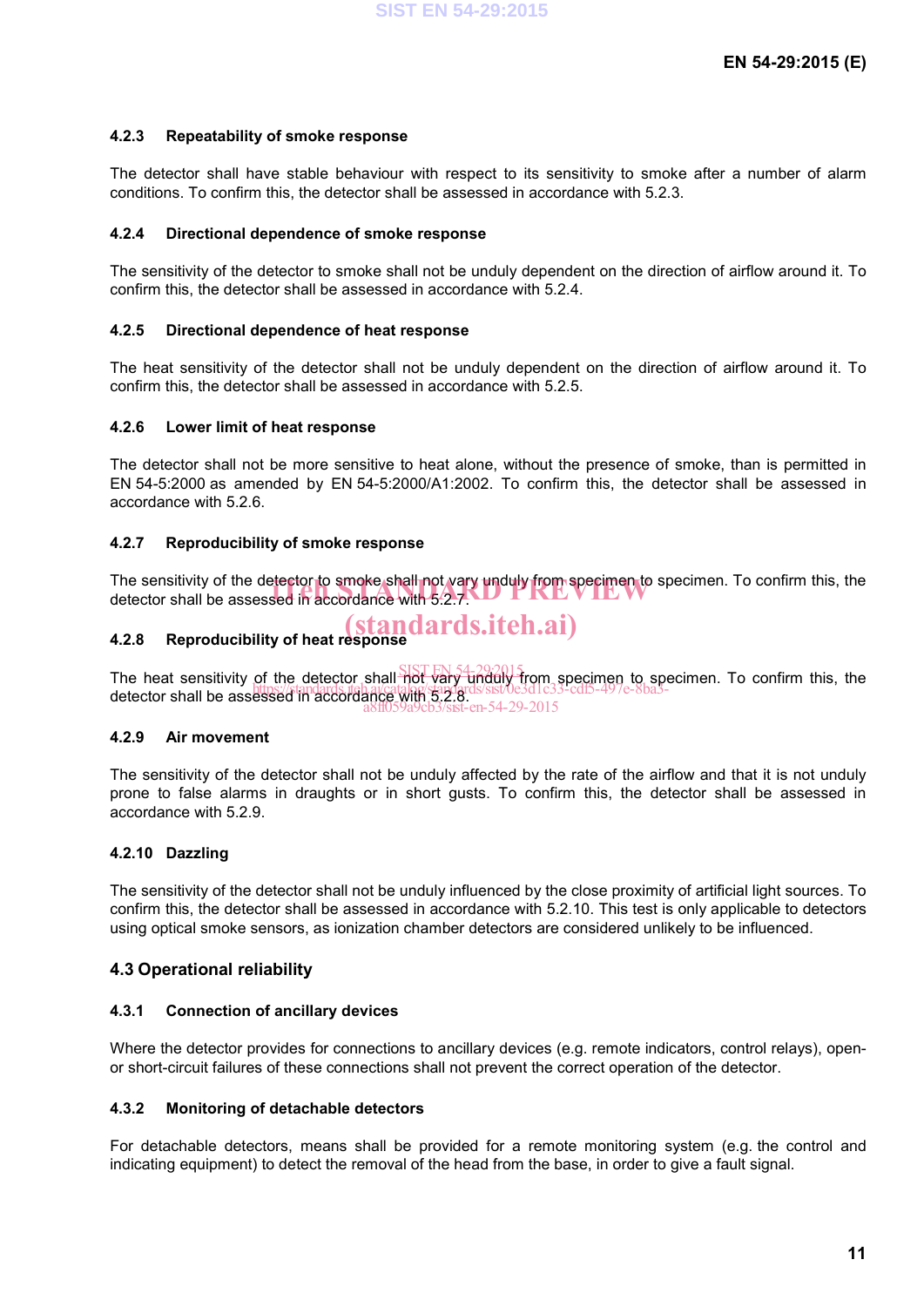#### 4.2.3 Repeatability of smoke response

The detector shall have stable behaviour with respect to its sensitivity to smoke after a number of alarm conditions. To confirm this, the detector shall be assessed in accordance with 5.2.3.

#### 4.2.4 Directional dependence of smoke response

The sensitivity of the detector to smoke shall not be unduly dependent on the direction of airflow around it. To confirm this, the detector shall be assessed in accordance with 5.2.4.

#### 4.2.5 Directional dependence of heat response

The heat sensitivity of the detector shall not be unduly dependent on the direction of airflow around it. To confirm this, the detector shall be assessed in accordance with 5.2.5.

#### 4.2.6 Lower limit of heat response

The detector shall not be more sensitive to heat alone, without the presence of smoke, than is permitted in EN 54-5:2000 as amended by EN 54-5:2000/A1:2002. To confirm this, the detector shall be assessed in accordance with 5.2.6.

#### 4.2.7 Reproducibility of smoke response

The sensitivity of the detector to smoke shall not vary unduly from specimen to specimen. To confirm this, the detector shall be assessed in accordance with 5.2.7.

#### 4.2.8 Reproducibility of heat response

The heat sensitivity of the detector shall not vary unduly from specimen to specimen. To confirm this, the detector shall be assessed in accordance with 5.2.8.

#### 4.2.9 Air movement

The sensitivity of the detector shall not be unduly affected by the rate of the airflow and that it is not unduly prone to false alarms in draughts or in short gusts. To confirm this, the detector shall be assessed in accordance with 5.2.9.

#### 4.2.10 Dazzling

The sensitivity of the detector shall not be unduly influenced by the close proximity of artificial light sources. To confirm this, the detector shall be assessed in accordance with 5.2.10. This test is only applicable to detectors using optical smoke sensors, as ionization chamber detectors are considered unlikely to be influenced.

### 4.3 Operational reliability

#### 4.3.1 Connection of ancillary devices

Where the detector provides for connections to ancillary devices (e.g. remote indicators, control relays), open- or short-circuit failures of these connections shall not prevent the correct operation of the detector.

#### 4.3.2 Monitoring of detachable detectors

For detachable detectors, means shall be provided for a remote monitoring system (e.g. the control and indicating equipment) to detect the removal of the head from the base, in order to give a fault signal.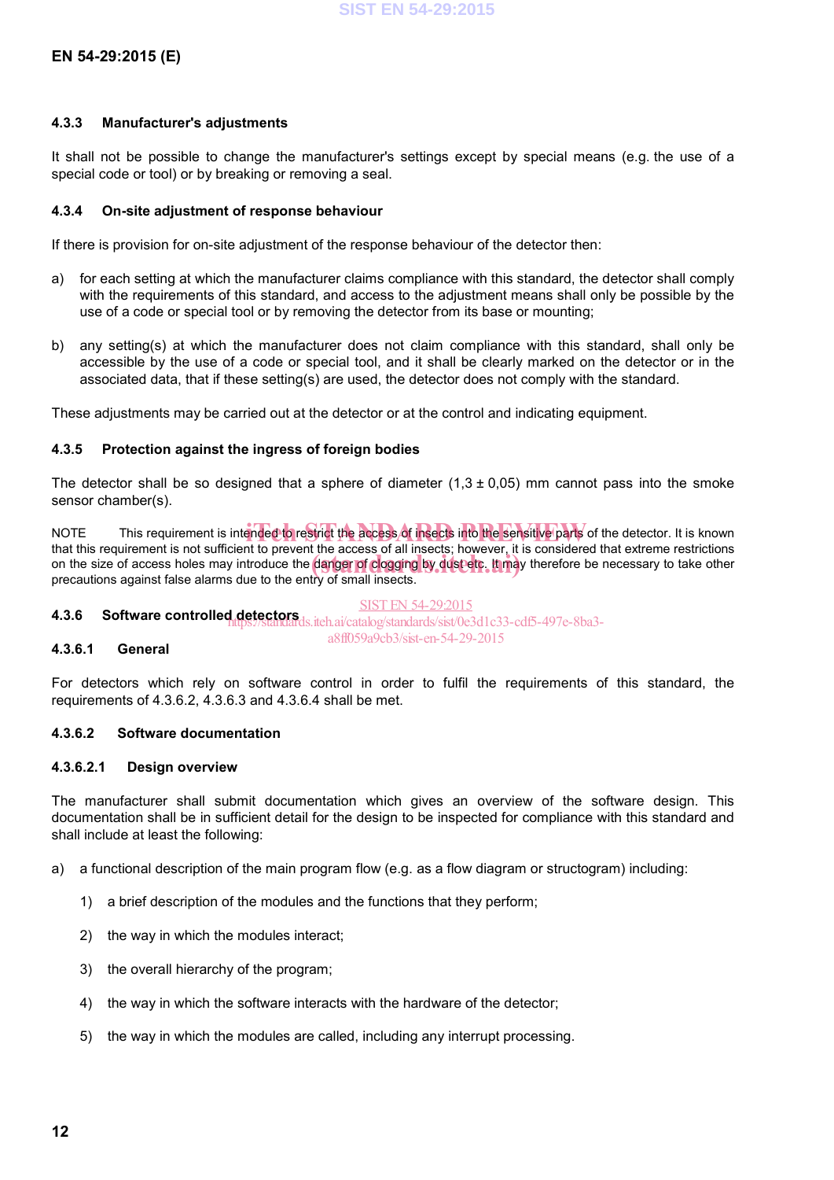### 4.3.3 Manufacturer's adjustments

It shall not be possible to change the manufacturer's settings except by special means (e.g. the use of a special code or tool) or by breaking or removing a seal.

### 4.3.4 On-site adjustment of response behaviour

If there is provision for on-site adjustment of the response behaviour of the detector then:

a) for each setting at which the manufacturer claims compliance with this standard, the detector shall comply with the requirements of this standard, and access to the adjustment means shall only be possible by the use of a code or special tool or by removing the detector from its base or mounting;

b) any setting(s) at which the manufacturer does not claim compliance with this standard, shall only be accessible by the use of a code or special tool, and it shall be clearly marked on the detector or in the associated data, that if these setting(s) are used, the detector does not comply with the standard.

These adjustments may be carried out at the detector or at the control and indicating equipment.

### 4.3.5 Protection against the ingress of foreign bodies

The detector shall be so designed that a sphere of diameter (1,3 ± 0,05) mm cannot pass into the smoke sensor chamber(s).

NOTE This requirement is intended to restrict the access of insects into the sensitive parts of the detector. It is known that this requirement is not sufficient to prevent the access of all insects; however, it is considered that extreme restrictions on the size of access holes may introduce the danger of clogging by dust etc. It may therefore be necessary to take other precautions against false alarms due to the entry of small insects.

### 4.3.6 Software controlled detectors

#### 4.3.6.1 General

For detectors which rely on software control in order to fulfil the requirements of this standard, the requirements of 4.3.6.2, 4.3.6.3 and 4.3.6.4 shall be met.

#### 4.3.6.2 Software documentation

##### 4.3.6.2.1 Design overview

The manufacturer shall submit documentation which gives an overview of the software design. This documentation shall be in sufficient detail for the design to be inspected for compliance with this standard and shall include at least the following:

a) a functional description of the main program flow (e.g. as a flow diagram or structogram) including:

   1) a brief description of the modules and the functions that they perform;

   2) the way in which the modules interact;

   3) the overall hierarchy of the program;

   4) the way in which the software interacts with the hardware of the detector;

   5) the way in which the modules are called, including any interrupt processing.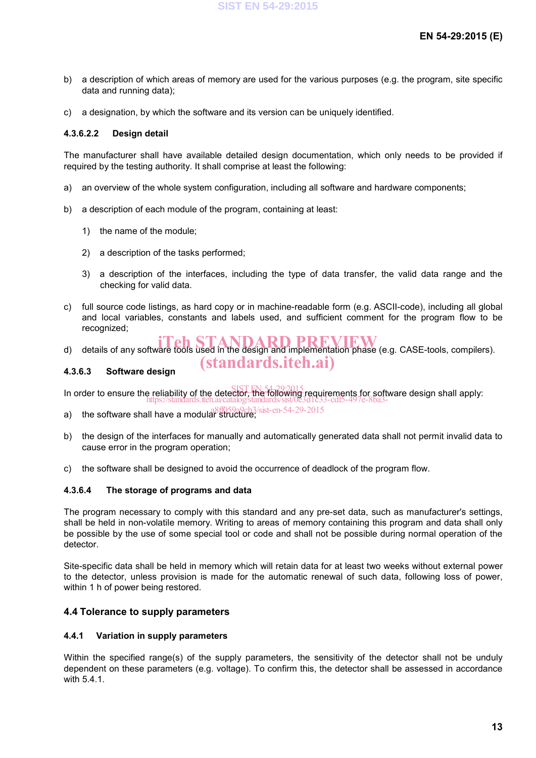b) a description of which areas of memory are used for the various purposes (e.g. the program, site specific data and running data);

c) a designation, by which the software and its version can be uniquely identified.

#### 4.3.6.2.2 Design detail

The manufacturer shall have available detailed design documentation, which only needs to be provided if required by the testing authority. It shall comprise at least the following:

a) an overview of the whole system configuration, including all software and hardware components;

b) a description of each module of the program, containing at least:

   1) the name of the module;

   2) a description of the tasks performed;

   3) a description of the interfaces, including the type of data transfer, the valid data range and the checking for valid data.

c) full source code listings, as hard copy or in machine-readable form (e.g. ASCII-code), including all global and local variables, constants and labels used, and sufficient comment for the program flow to be recognized;

d) details of any software tools used in the design and implementation phase (e.g. CASE-tools, compilers).

### 4.3.6.3 Software design

In order to ensure the reliability of the detector, the following requirements for software design shall apply:

a) the software shall have a modular structure;

b) the design of the interfaces for manually and automatically generated data shall not permit invalid data to cause error in the program operation;

c) the software shall be designed to avoid the occurrence of deadlock of the program flow.

### 4.3.6.4 The storage of programs and data

The program necessary to comply with this standard and any pre-set data, such as manufacturer's settings, shall be held in non-volatile memory. Writing to areas of memory containing this program and data shall only be possible by the use of some special tool or code and shall not be possible during normal operation of the detector.

Site-specific data shall be held in memory which will retain data for at least two weeks without external power to the detector, unless provision is made for the automatic renewal of such data, following loss of power, within 1 h of power being restored.

## 4.4 Tolerance to supply parameters

### 4.4.1 Variation in supply parameters

Within the specified range(s) of the supply parameters, the sensitivity of the detector shall not be unduly dependent on these parameters (e.g. voltage). To confirm this, the detector shall be assessed in accordance with 5.4.1.